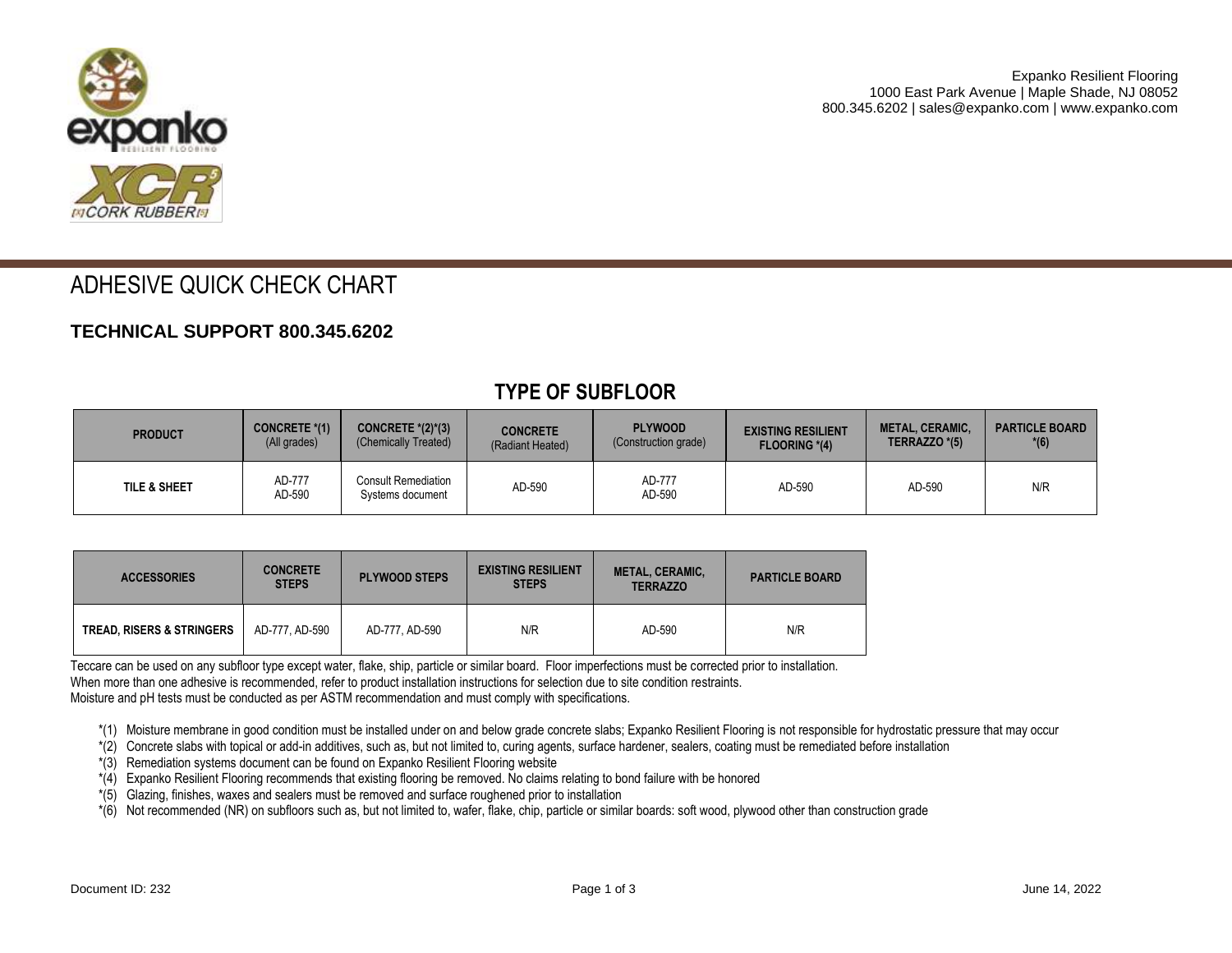Expanko Resilient Flooring
1000 East Park Avenue | Maple Shade, NJ 08052
800.345.6202 | sales@expanko.com | www.expanko.com

# ADHESIVE QUICK CHECK CHART

## TECHNICAL SUPPORT 800.345.6202

### TYPE OF SUBFLOOR

| PRODUCT | CONCRETE *(1) (All grades) | CONCRETE *(2)*(3) (Chemically Treated) | CONCRETE (Radiant Heated) | PLYWOOD (Construction grade) | EXISTING RESILIENT FLOORING *(4) | METAL, CERAMIC, TERRAZZO *(5) | PARTICLE BOARD *(6) |
|---|---|---|---|---|---|---|---|
| TILE & SHEET | AD-777 AD-590 | Consult Remediation Systems document | AD-590 | AD-777 AD-590 | AD-590 | AD-590 | N/R |

| ACCESSORIES | CONCRETE STEPS | PLYWOOD STEPS | EXISTING RESILIENT STEPS | METAL, CERAMIC, TERRAZZO | PARTICLE BOARD |
|---|---|---|---|---|---|
| TREAD, RISERS & STRINGERS | AD-777, AD-590 | AD-777, AD-590 | N/R | AD-590 | N/R |

Teccare can be used on any subfloor type except water, flake, ship, particle or similar board. Floor imperfections must be corrected prior to installation.
When more than one adhesive is recommended, refer to product installation instructions for selection due to site condition restraints.
Moisture and pH tests must be conducted as per ASTM recommendation and must comply with specifications.

- *(1) Moisture membrane in good condition must be installed under on and below grade concrete slabs; Expanko Resilient Flooring is not responsible for hydrostatic pressure that may occur
- *(2) Concrete slabs with topical or add-in additives, such as, but not limited to, curing agents, surface hardener, sealers, coating must be remediated before installation
- *(3) Remediation systems document can be found on Expanko Resilient Flooring website
- *(4) Expanko Resilient Flooring recommends that existing flooring be removed. No claims relating to bond failure with be honored
- *(5) Glazing, finishes, waxes and sealers must be removed and surface roughened prior to installation
- *(6) Not recommended (NR) on subfloors such as, but not limited to, wafer, flake, chip, particle or similar boards: soft wood, plywood other than construction grade

Document ID: 232

June 14, 2022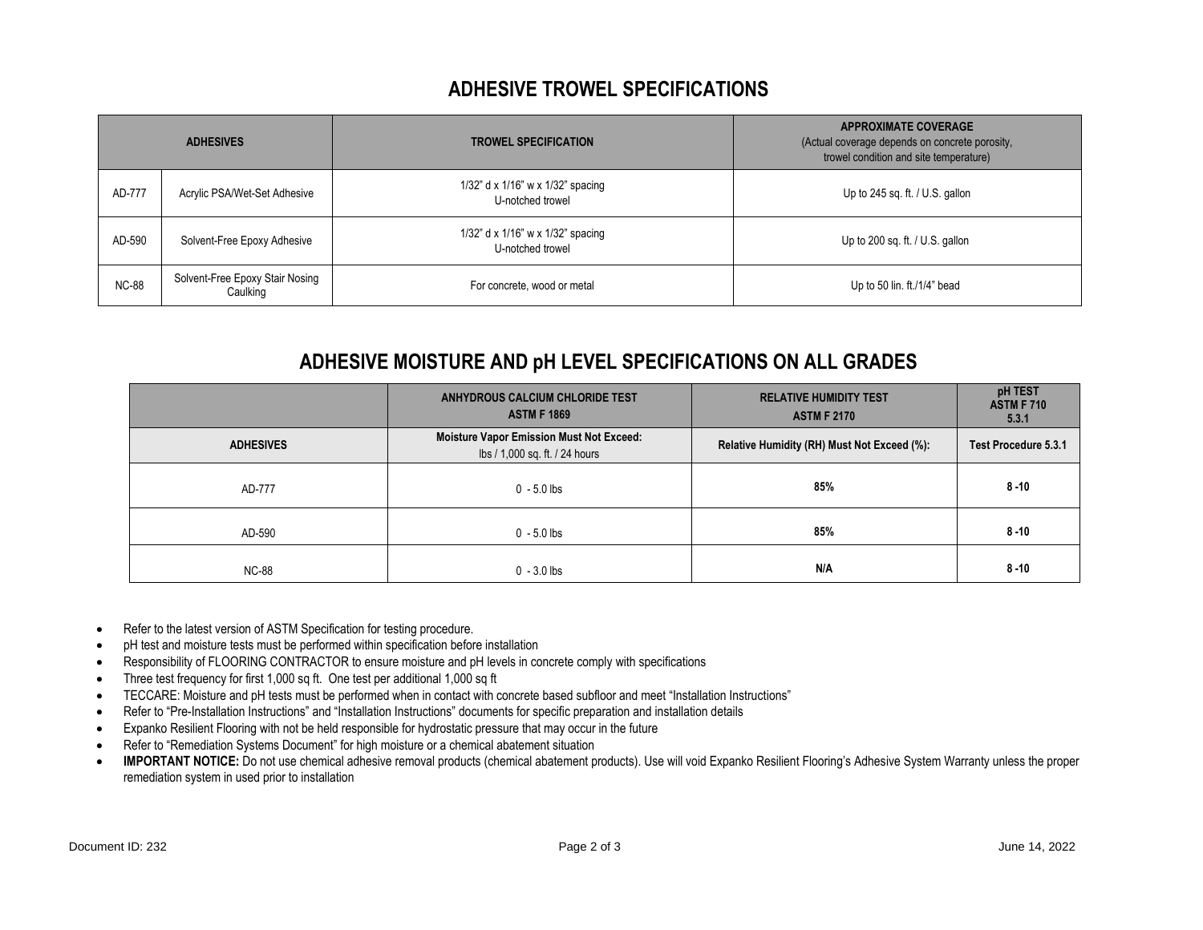# ADHESIVE TROWEL SPECIFICATIONS

| ADHESIVES | | TROWEL SPECIFICATION | APPROXIMATE COVERAGE (Actual coverage depends on concrete porosity, trowel condition and site temperature) |
|---|---|---|---|
| AD-777 | Acrylic PSA/Wet-Set Adhesive | 1/32" d x 1/16" w x 1/32" spacing U-notched trowel | Up to 245 sq. ft. / U.S. gallon |
| AD-590 | Solvent-Free Epoxy Adhesive | 1/32" d x 1/16" w x 1/32" spacing U-notched trowel | Up to 200 sq. ft. / U.S. gallon |
| NC-88 | Solvent-Free Epoxy Stair Nosing Caulking | For concrete, wood or metal | Up to 50 lin. ft./1/4" bead |

# ADHESIVE MOISTURE AND pH LEVEL SPECIFICATIONS ON ALL GRADES

| | ANHYDROUS CALCIUM CHLORIDE TEST ASTM F 1869 | RELATIVE HUMIDITY TEST ASTM F 2170 | pH TEST ASTM F 710 5.3.1 |
|---|---|---|---|
| **ADHESIVES** | **Moisture Vapor Emission Must Not Exceed:** lbs / 1,000 sq. ft. / 24 hours | **Relative Humidity (RH) Must Not Exceed (%):** | **Test Procedure 5.3.1** |
| AD-777 | 0 - 5.0 lbs | **85%** | **8 -10** |
| AD-590 | 0 - 5.0 lbs | **85%** | **8 -10** |
| NC-88 | 0 - 3.0 lbs | **N/A** | **8 -10** |

- Refer to the latest version of ASTM Specification for testing procedure.
- pH test and moisture tests must be performed within specification before installation
- Responsibility of FLOORING CONTRACTOR to ensure moisture and pH levels in concrete comply with specifications
- Three test frequency for first 1,000 sq ft. One test per additional 1,000 sq ft
- TECCARE: Moisture and pH tests must be performed when in contact with concrete based subfloor and meet "Installation Instructions"
- Refer to "Pre-Installation Instructions" and "Installation Instructions" documents for specific preparation and installation details
- Expanko Resilient Flooring with not be held responsible for hydrostatic pressure that may occur in the future
- Refer to "Remediation Systems Document" for high moisture or a chemical abatement situation
- **IMPORTANT NOTICE:** Do not use chemical adhesive removal products (chemical abatement products). Use will void Expanko Resilient Flooring's Adhesive System Warranty unless the proper remediation system in used prior to installation

Document ID: 232

June 14, 2022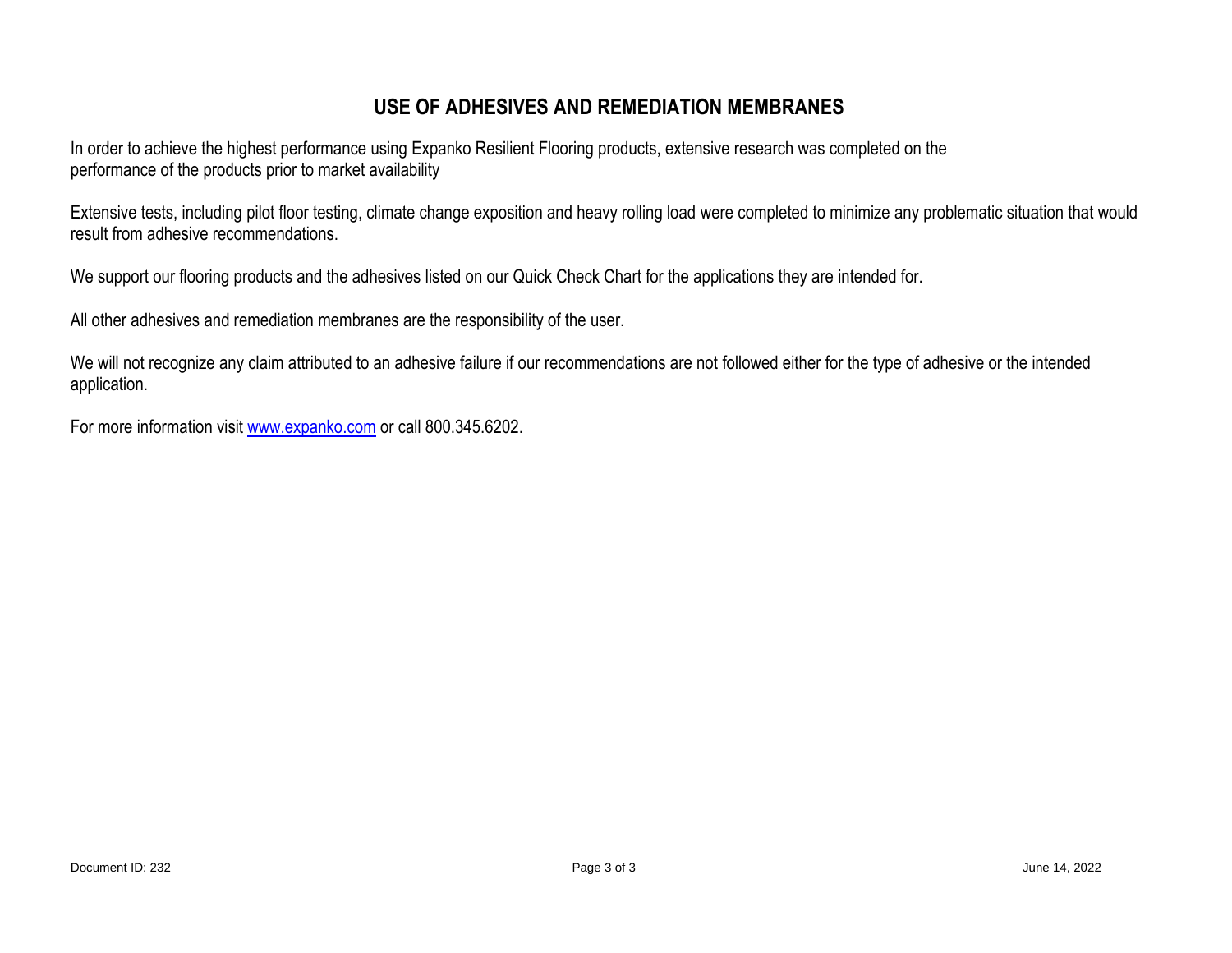# USE OF ADHESIVES AND REMEDIATION MEMBRANES

In order to achieve the highest performance using Expanko Resilient Flooring products, extensive research was completed on the performance of the products prior to market availability

Extensive tests, including pilot floor testing, climate change exposition and heavy rolling load were completed to minimize any problematic situation that would result from adhesive recommendations.

We support our flooring products and the adhesives listed on our Quick Check Chart for the applications they are intended for.

All other adhesives and remediation membranes are the responsibility of the user.

We will not recognize any claim attributed to an adhesive failure if our recommendations are not followed either for the type of adhesive or the intended application.

For more information visit [www.expanko.com](http://www.expanko.com) or call 800.345.6202.